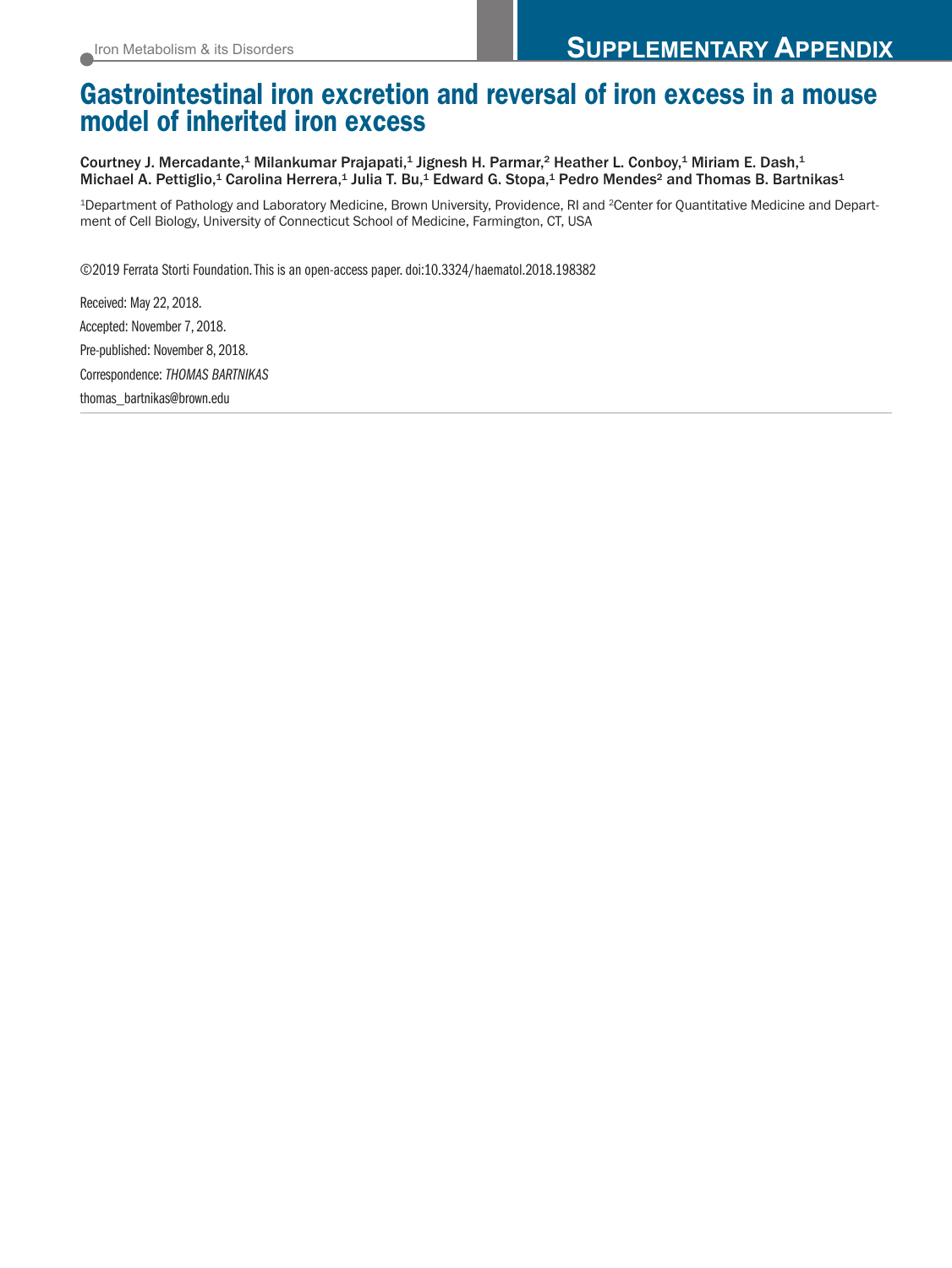Iron Metabolism & its Disorders

# SUPPLEMENTARY APPENDIX

## Gastrointestinal iron excretion and reversal of iron excess in a mouse model of inherited iron excess

Courtney J. Mercadante,[1] Milankumar Prajapati,[1] Jignesh H. Parmar,[2] Heather L. Conboy,[1] Miriam E. Dash,[1] Michael A. Pettiglio,[1] Carolina Herrera,[1] Julia T. Bu,[1] Edward G. Stopa,[1] Pedro Mendes[2] and Thomas B. Bartnikas[1]

[1]Department of Pathology and Laboratory Medicine, Brown University, Providence, RI and [2]Center for Quantitative Medicine and Department of Cell Biology, University of Connecticut School of Medicine, Farmington, CT, USA

©2019 Ferrata Storti Foundation. This is an open-access paper. doi:10.3324/haematol.2018.198382

Received: May 22, 2018.

Accepted: November 7, 2018.

Pre-published: November 8, 2018.

Correspondence: *THOMAS BARTNIKAS*

thomas_bartnikas@brown.edu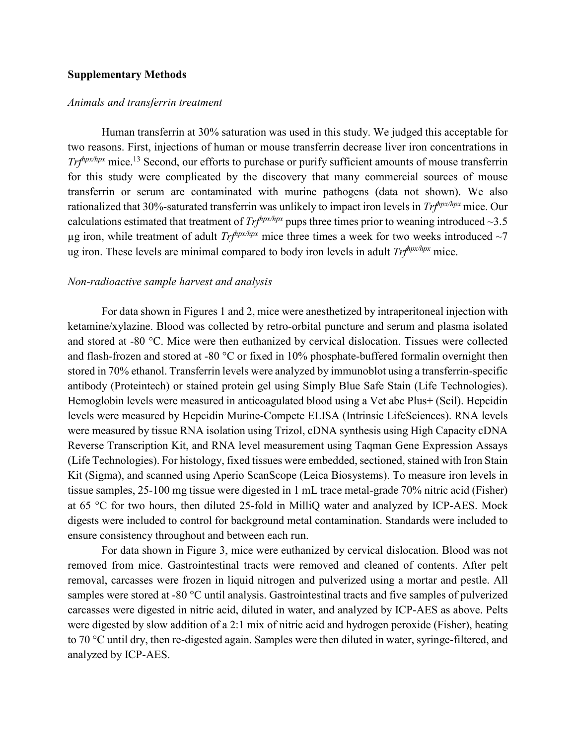## Supplementary Methods

### *Animals and transferrin treatment*

Human transferrin at 30% saturation was used in this study. We judged this acceptable for two reasons. First, injections of human or mouse transferrin decrease liver iron concentrations in *Trf*$^{hpx/hpx}$ mice.[13] Second, our efforts to purchase or purify sufficient amounts of mouse transferrin for this study were complicated by the discovery that many commercial sources of mouse transferrin or serum are contaminated with murine pathogens (data not shown). We also rationalized that 30%-saturated transferrin was unlikely to impact iron levels in *Trf*$^{hpx/hpx}$ mice. Our calculations estimated that treatment of *Trf*$^{hpx/hpx}$ pups three times prior to weaning introduced ~3.5 µg iron, while treatment of adult *Trf*$^{hpx/hpx}$ mice three times a week for two weeks introduced ~7 ug iron. These levels are minimal compared to body iron levels in adult *Trf*$^{hpx/hpx}$ mice.

### *Non-radioactive sample harvest and analysis*

For data shown in Figures 1 and 2, mice were anesthetized by intraperitoneal injection with ketamine/xylazine. Blood was collected by retro-orbital puncture and serum and plasma isolated and stored at -80 °C. Mice were then euthanized by cervical dislocation. Tissues were collected and flash-frozen and stored at -80 °C or fixed in 10% phosphate-buffered formalin overnight then stored in 70% ethanol. Transferrin levels were analyzed by immunoblot using a transferrin-specific antibody (Proteintech) or stained protein gel using Simply Blue Safe Stain (Life Technologies). Hemoglobin levels were measured in anticoagulated blood using a Vet abc Plus+ (Scil). Hepcidin levels were measured by Hepcidin Murine-Compete ELISA (Intrinsic LifeSciences). RNA levels were measured by tissue RNA isolation using Trizol, cDNA synthesis using High Capacity cDNA Reverse Transcription Kit, and RNA level measurement using Taqman Gene Expression Assays (Life Technologies). For histology, fixed tissues were embedded, sectioned, stained with Iron Stain Kit (Sigma), and scanned using Aperio ScanScope (Leica Biosystems). To measure iron levels in tissue samples, 25-100 mg tissue were digested in 1 mL trace metal-grade 70% nitric acid (Fisher) at 65 °C for two hours, then diluted 25-fold in MilliQ water and analyzed by ICP-AES. Mock digests were included to control for background metal contamination. Standards were included to ensure consistency throughout and between each run.

For data shown in Figure 3, mice were euthanized by cervical dislocation. Blood was not removed from mice. Gastrointestinal tracts were removed and cleaned of contents. After pelt removal, carcasses were frozen in liquid nitrogen and pulverized using a mortar and pestle. All samples were stored at -80 °C until analysis. Gastrointestinal tracts and five samples of pulverized carcasses were digested in nitric acid, diluted in water, and analyzed by ICP-AES as above. Pelts were digested by slow addition of a 2:1 mix of nitric acid and hydrogen peroxide (Fisher), heating to 70 °C until dry, then re-digested again. Samples were then diluted in water, syringe-filtered, and analyzed by ICP-AES.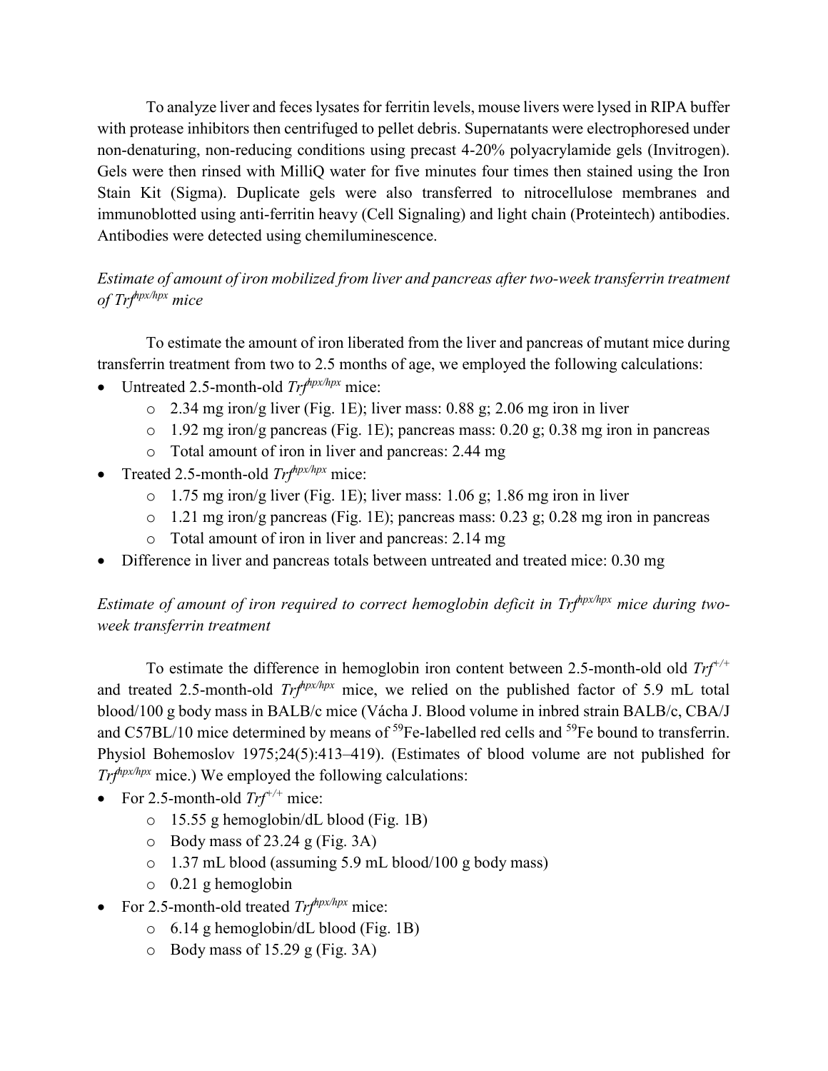To analyze liver and feces lysates for ferritin levels, mouse livers were lysed in RIPA buffer with protease inhibitors then centrifuged to pellet debris. Supernatants were electrophoresed under non-denaturing, non-reducing conditions using precast 4-20% polyacrylamide gels (Invitrogen). Gels were then rinsed with MilliQ water for five minutes four times then stained using the Iron Stain Kit (Sigma). Duplicate gels were also transferred to nitrocellulose membranes and immunoblotted using anti-ferritin heavy (Cell Signaling) and light chain (Proteintech) antibodies. Antibodies were detected using chemiluminescence.

*Estimate of amount of iron mobilized from liver and pancreas after two-week transferrin treatment of $Trf^{hpx/hpx}$ mice*

To estimate the amount of iron liberated from the liver and pancreas of mutant mice during transferrin treatment from two to 2.5 months of age, we employed the following calculations:

- Untreated 2.5-month-old $Trf^{hpx/hpx}$ mice:
  - 2.34 mg iron/g liver (Fig. 1E); liver mass: 0.88 g; 2.06 mg iron in liver
  - 1.92 mg iron/g pancreas (Fig. 1E); pancreas mass: 0.20 g; 0.38 mg iron in pancreas
  - Total amount of iron in liver and pancreas: 2.44 mg
- Treated 2.5-month-old $Trf^{hpx/hpx}$ mice:
  - 1.75 mg iron/g liver (Fig. 1E); liver mass: 1.06 g; 1.86 mg iron in liver
  - 1.21 mg iron/g pancreas (Fig. 1E); pancreas mass: 0.23 g; 0.28 mg iron in pancreas
  - Total amount of iron in liver and pancreas: 2.14 mg
- Difference in liver and pancreas totals between untreated and treated mice: 0.30 mg

*Estimate of amount of iron required to correct hemoglobin deficit in $Trf^{hpx/hpx}$ mice during two-week transferrin treatment*

To estimate the difference in hemoglobin iron content between 2.5-month-old old $Trf^{+/+}$ and treated 2.5-month-old $Trf^{hpx/hpx}$ mice, we relied on the published factor of 5.9 mL total blood/100 g body mass in BALB/c mice (Vácha J. Blood volume in inbred strain BALB/c, CBA/J and C57BL/10 mice determined by means of $^{59}Fe$-labelled red cells and $^{59}Fe$ bound to transferrin. Physiol Bohemoslov 1975;24(5):413–419). (Estimates of blood volume are not published for $Trf^{hpx/hpx}$ mice.) We employed the following calculations:

- For 2.5-month-old $Trf^{+/+}$ mice:
  - 15.55 g hemoglobin/dL blood (Fig. 1B)
  - Body mass of 23.24 g (Fig. 3A)
  - 1.37 mL blood (assuming 5.9 mL blood/100 g body mass)
  - 0.21 g hemoglobin
- For 2.5-month-old treated $Trf^{hpx/hpx}$ mice:
  - 6.14 g hemoglobin/dL blood (Fig. 1B)
  - Body mass of 15.29 g (Fig. 3A)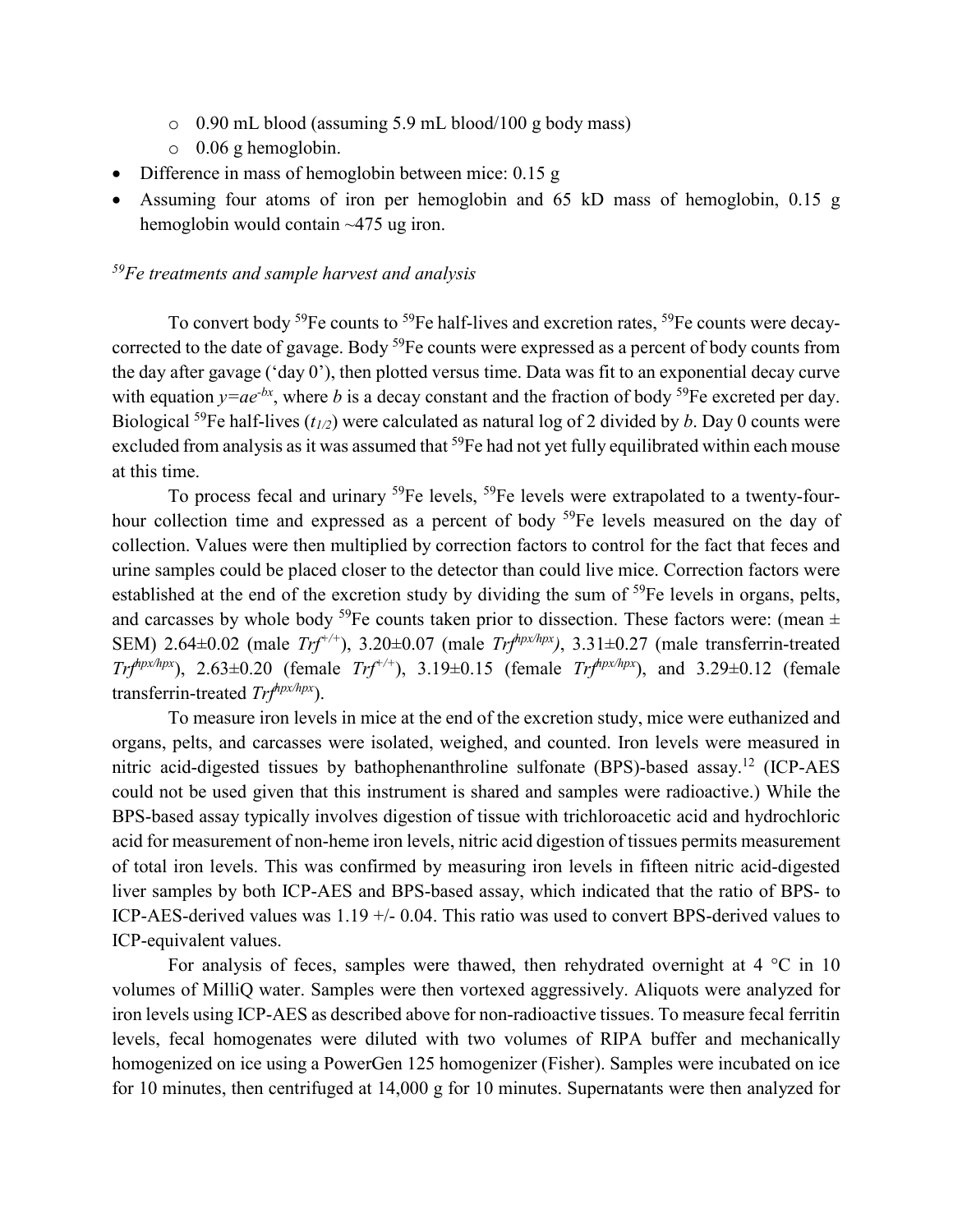- 0.90 mL blood (assuming 5.9 mL blood/100 g body mass)
  - 0.06 g hemoglobin.
- Difference in mass of hemoglobin between mice: 0.15 g
- Assuming four atoms of iron per hemoglobin and 65 kD mass of hemoglobin, 0.15 g hemoglobin would contain ~475 ug iron.

### *$^{59}$Fe treatments and sample harvest and analysis*

To convert body $^{59}$Fe counts to $^{59}$Fe half-lives and excretion rates, $^{59}$Fe counts were decay-corrected to the date of gavage. Body $^{59}$Fe counts were expressed as a percent of body counts from the day after gavage ('day 0'), then plotted versus time. Data was fit to an exponential decay curve with equation $y=ae^{-bx}$, where $b$ is a decay constant and the fraction of body $^{59}$Fe excreted per day. Biological $^{59}$Fe half-lives ($t_{1/2}$) were calculated as natural log of 2 divided by $b$. Day 0 counts were excluded from analysis as it was assumed that $^{59}$Fe had not yet fully equilibrated within each mouse at this time.

To process fecal and urinary $^{59}$Fe levels, $^{59}$Fe levels were extrapolated to a twenty-four-hour collection time and expressed as a percent of body $^{59}$Fe levels measured on the day of collection. Values were then multiplied by correction factors to control for the fact that feces and urine samples could be placed closer to the detector than could live mice. Correction factors were established at the end of the excretion study by dividing the sum of $^{59}$Fe levels in organs, pelts, and carcasses by whole body $^{59}$Fe counts taken prior to dissection. These factors were: (mean ± SEM) 2.64±0.02 (male *Trf*$^{+/+}$), 3.20±0.07 (male *Trf*$^{hpx/hpx}$), 3.31±0.27 (male transferrin-treated *Trf*$^{hpx/hpx}$), 2.63±0.20 (female *Trf*$^{+/+}$), 3.19±0.15 (female *Trf*$^{hpx/hpx}$), and 3.29±0.12 (female transferrin-treated *Trf*$^{hpx/hpx}$).

To measure iron levels in mice at the end of the excretion study, mice were euthanized and organs, pelts, and carcasses were isolated, weighed, and counted. Iron levels were measured in nitric acid-digested tissues by bathophenanthroline sulfonate (BPS)-based assay.[12] (ICP-AES could not be used given that this instrument is shared and samples were radioactive.) While the BPS-based assay typically involves digestion of tissue with trichloroacetic acid and hydrochloric acid for measurement of non-heme iron levels, nitric acid digestion of tissues permits measurement of total iron levels. This was confirmed by measuring iron levels in fifteen nitric acid-digested liver samples by both ICP-AES and BPS-based assay, which indicated that the ratio of BPS- to ICP-AES-derived values was 1.19 +/- 0.04. This ratio was used to convert BPS-derived values to ICP-equivalent values.

For analysis of feces, samples were thawed, then rehydrated overnight at 4 °C in 10 volumes of MilliQ water. Samples were then vortexed aggressively. Aliquots were analyzed for iron levels using ICP-AES as described above for non-radioactive tissues. To measure fecal ferritin levels, fecal homogenates were diluted with two volumes of RIPA buffer and mechanically homogenized on ice using a PowerGen 125 homogenizer (Fisher). Samples were incubated on ice for 10 minutes, then centrifuged at 14,000 g for 10 minutes. Supernatants were then analyzed for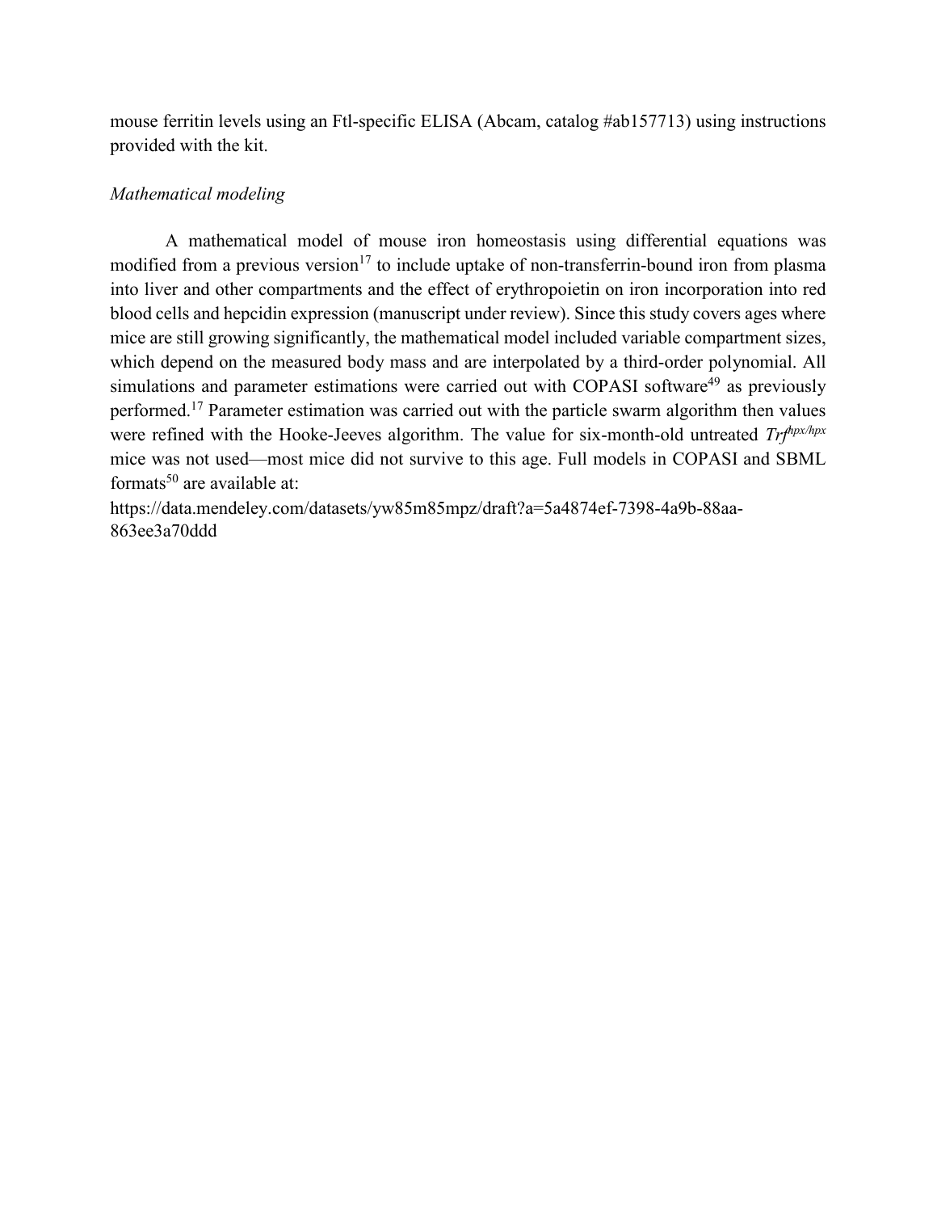mouse ferritin levels using an Ftl-specific ELISA (Abcam, catalog #ab157713) using instructions provided with the kit.

### *Mathematical modeling*

A mathematical model of mouse iron homeostasis using differential equations was modified from a previous version[17] to include uptake of non-transferrin-bound iron from plasma into liver and other compartments and the effect of erythropoietin on iron incorporation into red blood cells and hepcidin expression (manuscript under review). Since this study covers ages where mice are still growing significantly, the mathematical model included variable compartment sizes, which depend on the measured body mass and are interpolated by a third-order polynomial. All simulations and parameter estimations were carried out with COPASI software[49] as previously performed.[17] Parameter estimation was carried out with the particle swarm algorithm then values were refined with the Hooke-Jeeves algorithm. The value for six-month-old untreated $Trf^{hpx/hpx}$ mice was not used—most mice did not survive to this age. Full models in COPASI and SBML formats[50] are available at:

https://data.mendeley.com/datasets/yw85m85mpz/draft?a=5a4874ef-7398-4a9b-88aa-863ee3a70ddd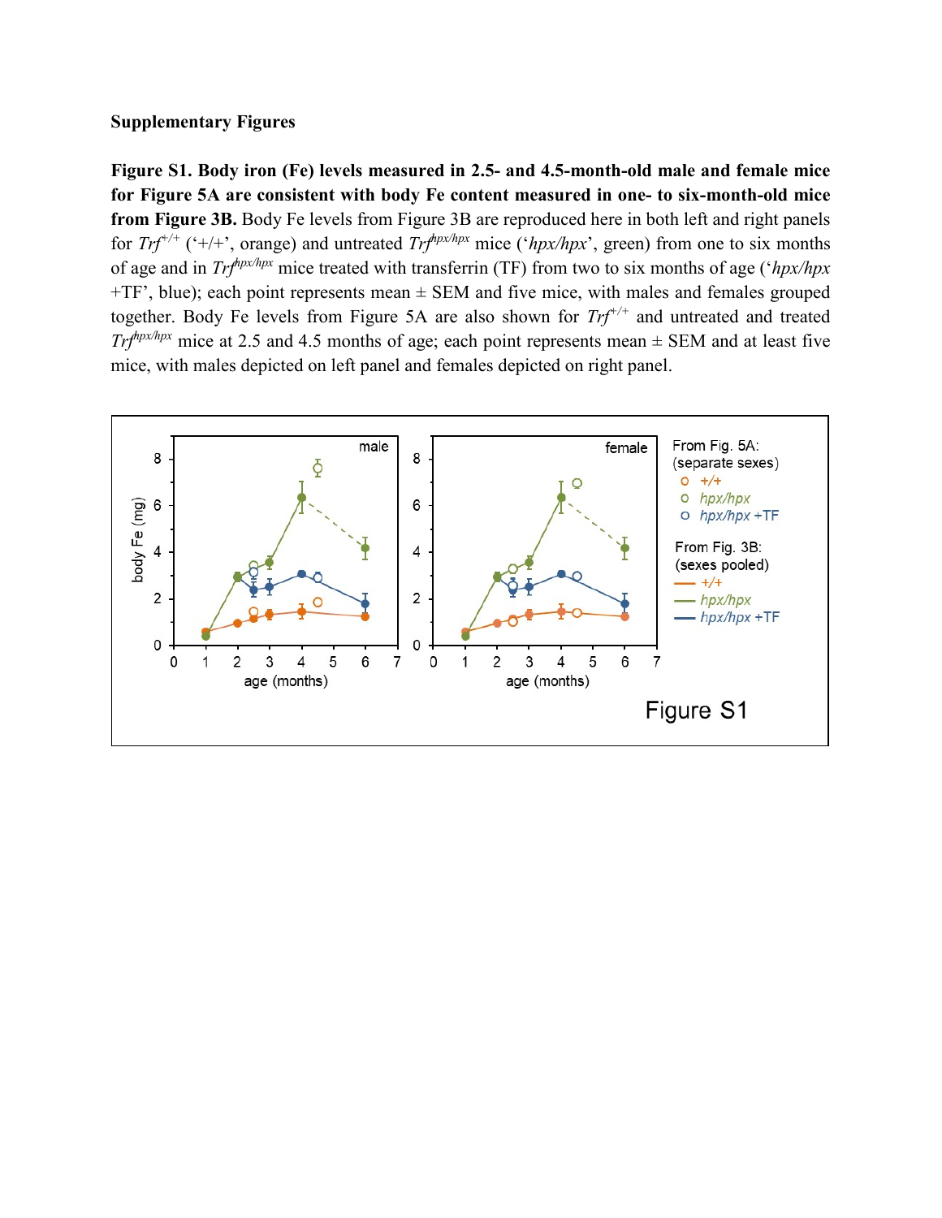**Supplementary Figures**

**Figure S1. Body iron (Fe) levels measured in 2.5- and 4.5-month-old male and female mice for Figure 5A are consistent with body Fe content measured in one- to six-month-old mice from Figure 3B.** Body Fe levels from Figure 3B are reproduced here in both left and right panels for *Trf*$^{+/+}$ ('+/+', orange) and untreated *Trf*$^{hpx/hpx}$ mice ('*hpx/hpx*', green) from one to six months of age and in *Trf*$^{hpx/hpx}$ mice treated with transferrin (TF) from two to six months of age ('*hpx/hpx* +TF', blue); each point represents mean ± SEM and five mice, with males and females grouped together. Body Fe levels from Figure 5A are also shown for *Trf*$^{+/+}$ and untreated and treated *Trf*$^{hpx/hpx}$ mice at 2.5 and 4.5 months of age; each point represents mean ± SEM and at least five mice, with males depicted on left panel and females depicted on right panel.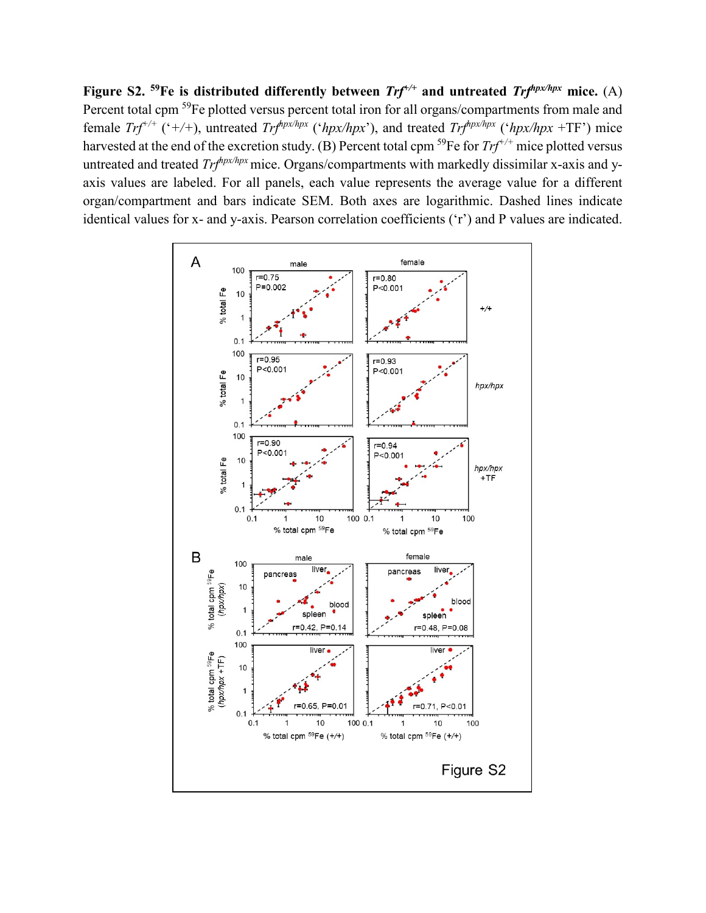**Figure S2. $^{59}$Fe is distributed differently between *Trf*$^{+/+}$ and untreated *Trf*$^{hpx/hpx}$ mice.** (A) Percent total cpm $^{59}$Fe plotted versus percent total iron for all organs/compartments from male and female *Trf*$^{+/+}$ ('+/+), untreated *Trf*$^{hpx/hpx}$ ('*hpx/hpx*'), and treated *Trf*$^{hpx/hpx}$ ('*hpx/hpx* +TF') mice harvested at the end of the excretion study. (B) Percent total cpm $^{59}$Fe for *Trf*$^{+/+}$ mice plotted versus untreated and treated *Trf*$^{hpx/hpx}$ mice. Organs/compartments with markedly dissimilar x-axis and y-axis values are labeled. For all panels, each value represents the average value for a different organ/compartment and bars indicate SEM. Both axes are logarithmic. Dashed lines indicate identical values for x- and y-axis. Pearson correlation coefficients ('r') and P values are indicated.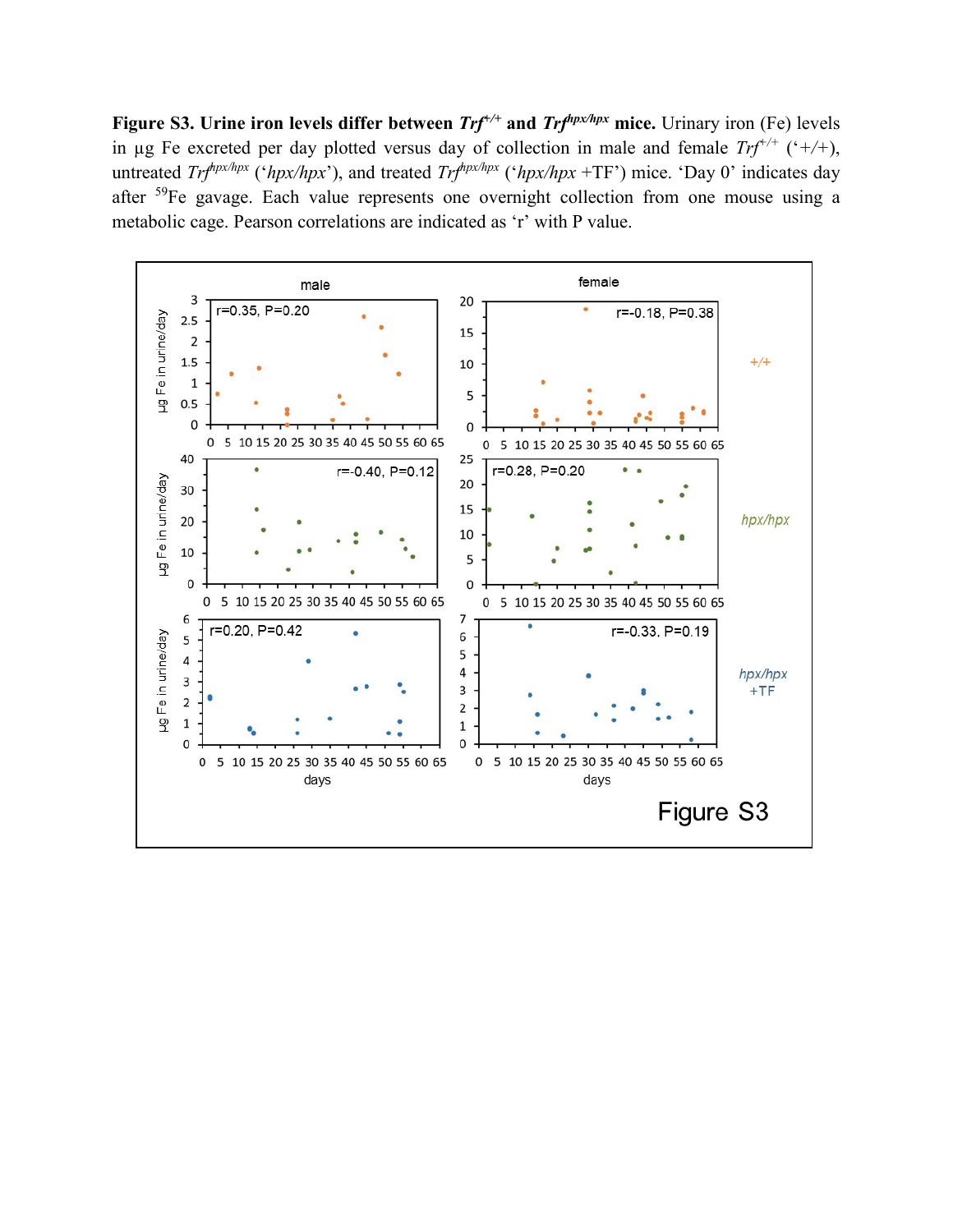**Figure S3. Urine iron levels differ between *Trf*$^{+/+}$ and *Trf*$^{hpx/hpx}$ mice.** Urinary iron (Fe) levels in µg Fe excreted per day plotted versus day of collection in male and female *Trf*$^{+/+}$ ('+/+), untreated *Trf*$^{hpx/hpx}$ ('*hpx/hpx*'), and treated *Trf*$^{hpx/hpx}$ ('*hpx/hpx* +TF') mice. 'Day 0' indicates day after $^{59}$Fe gavage. Each value represents one overnight collection from one mouse using a metabolic cage. Pearson correlations are indicated as 'r' with P value.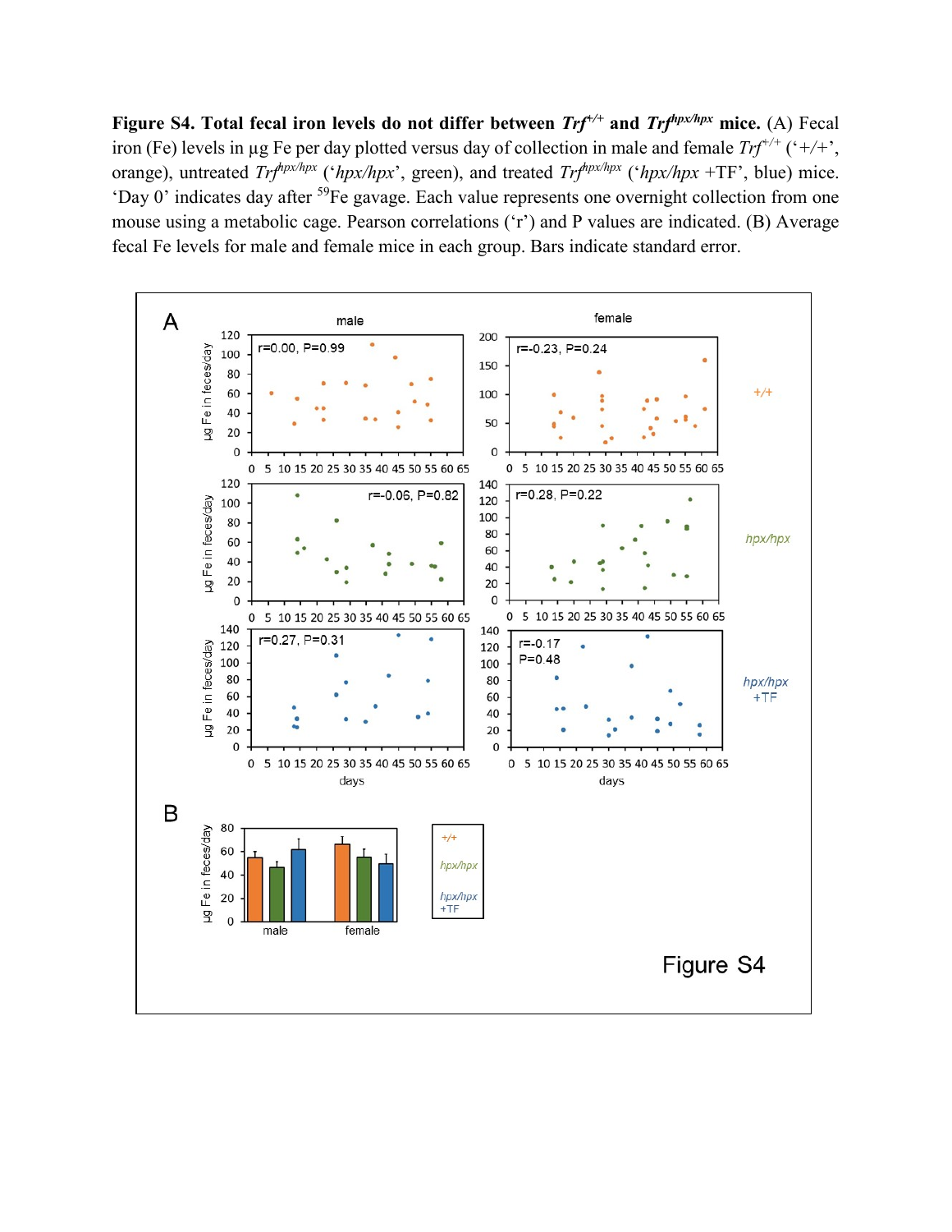**Figure S4. Total fecal iron levels do not differ between $Trf^{+/+}$ and $Trf^{hpx/hpx}$ mice.** (A) Fecal iron (Fe) levels in µg Fe per day plotted versus day of collection in male and female $Trf^{+/+}$ ('+/+', orange), untreated $Trf^{hpx/hpx}$ ('*hpx/hpx*', green), and treated $Trf^{hpx/hpx}$ ('*hpx/hpx* +TF', blue) mice. 'Day 0' indicates day after $^{59}$Fe gavage. Each value represents one overnight collection from one mouse using a metabolic cage. Pearson correlations ('r') and P values are indicated. (B) Average fecal Fe levels for male and female mice in each group. Bars indicate standard error.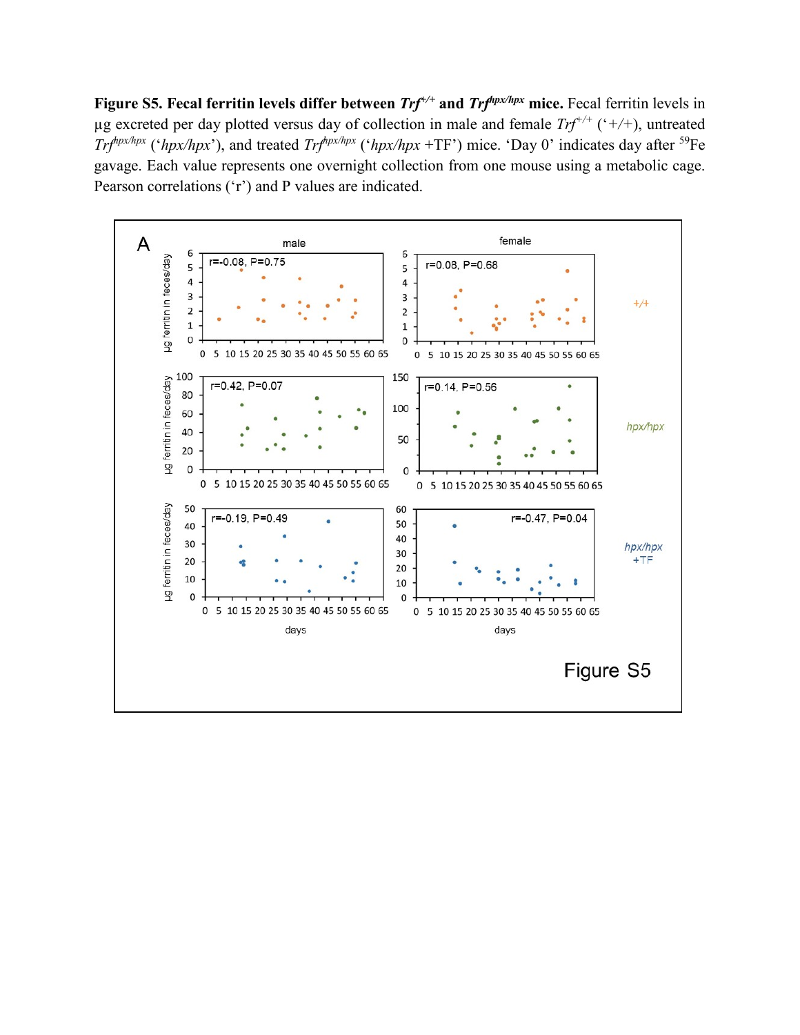**Figure S5. Fecal ferritin levels differ between *Trf*$^{+/+}$ and *Trf*$^{hpx/hpx}$ mice.** Fecal ferritin levels in µg excreted per day plotted versus day of collection in male and female *Trf*$^{+/+}$ ('+/+'), untreated *Trf*$^{hpx/hpx}$ ('*hpx/hpx*'), and treated *Trf*$^{hpx/hpx}$ ('*hpx/hpx* +TF') mice. 'Day 0' indicates day after $^{59}$Fe gavage. Each value represents one overnight collection from one mouse using a metabolic cage. Pearson correlations ('r') and P values are indicated.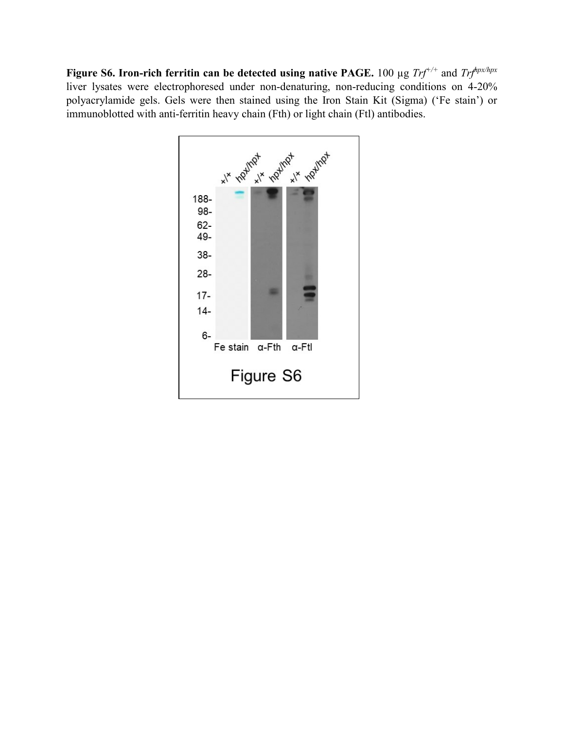**Figure S6. Iron-rich ferritin can be detected using native PAGE.** 100 μg $Trf^{+/+}$ and $Trf^{hpx/hpx}$ liver lysates were electrophoresed under non-denaturing, non-reducing conditions on 4-20% polyacrylamide gels. Gels were then stained using the Iron Stain Kit (Sigma) ('Fe stain') or immunoblotted with anti-ferritin heavy chain (Fth) or light chain (Ftl) antibodies.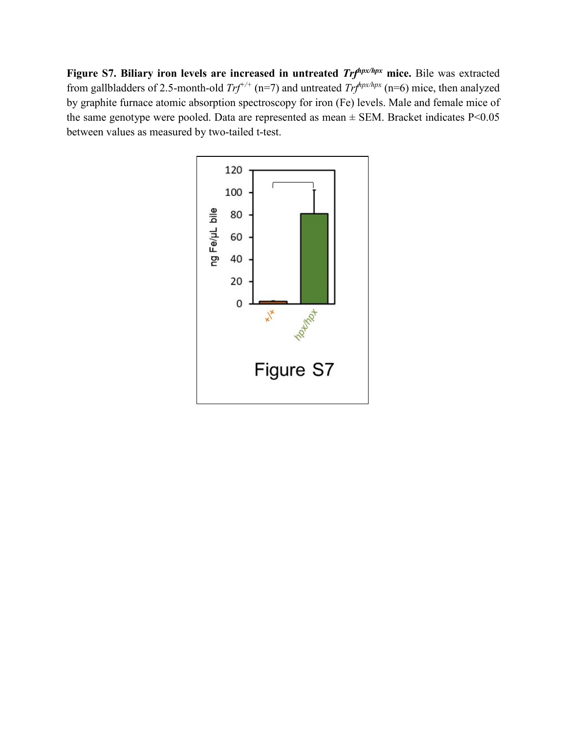**Figure S7. Biliary iron levels are increased in untreated *Trf*$^{hpx/hpx}$ mice.** Bile was extracted from gallbladders of 2.5-month-old *Trf*$^{+/+}$ (n=7) and untreated *Trf*$^{hpx/hpx}$ (n=6) mice, then analyzed by graphite furnace atomic absorption spectroscopy for iron (Fe) levels. Male and female mice of the same genotype were pooled. Data are represented as mean ± SEM. Bracket indicates P<0.05 between values as measured by two-tailed t-test.

ng Fe/µL bile

120
100
80
60
40
20
0

+/+
hpx/hpx

Figure S7